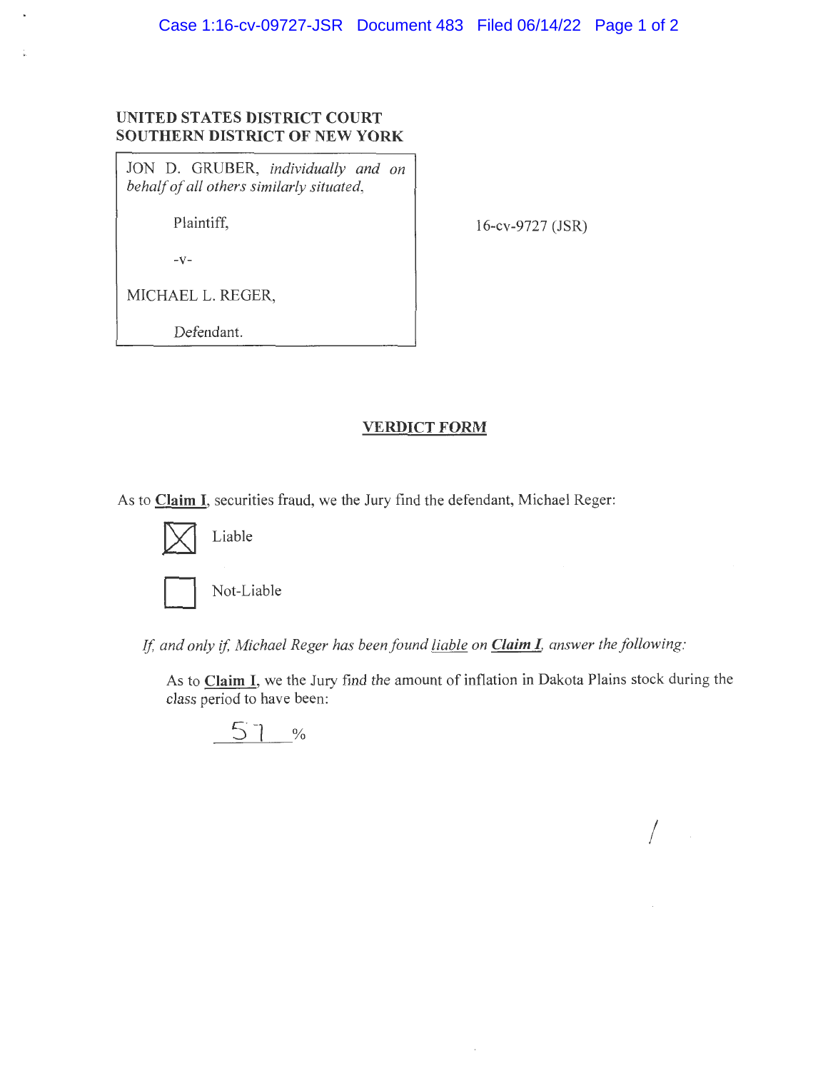UNITED STATES DISTRICT COURT
SOUTHERN DISTRICT OF NEW YORK

JON D. GRUBER, *individually and on behalf of all others similarly situated,*

Plaintiff,

-v-

MICHAEL L. REGER,

Defendant.

16-cv-9727 (JSR)

**VERDICT FORM**

As to **Claim I**, securities fraud, we the Jury find the defendant, Michael Reger:

- [X] Liable
- [ ] Not-Liable

*If, and only if, Michael Reger has been found liable on* ***Claim I****, answer the following:*

As to **Claim I**, we the Jury find the amount of inflation in Dakota Plains stock during the class period to have been:

57 %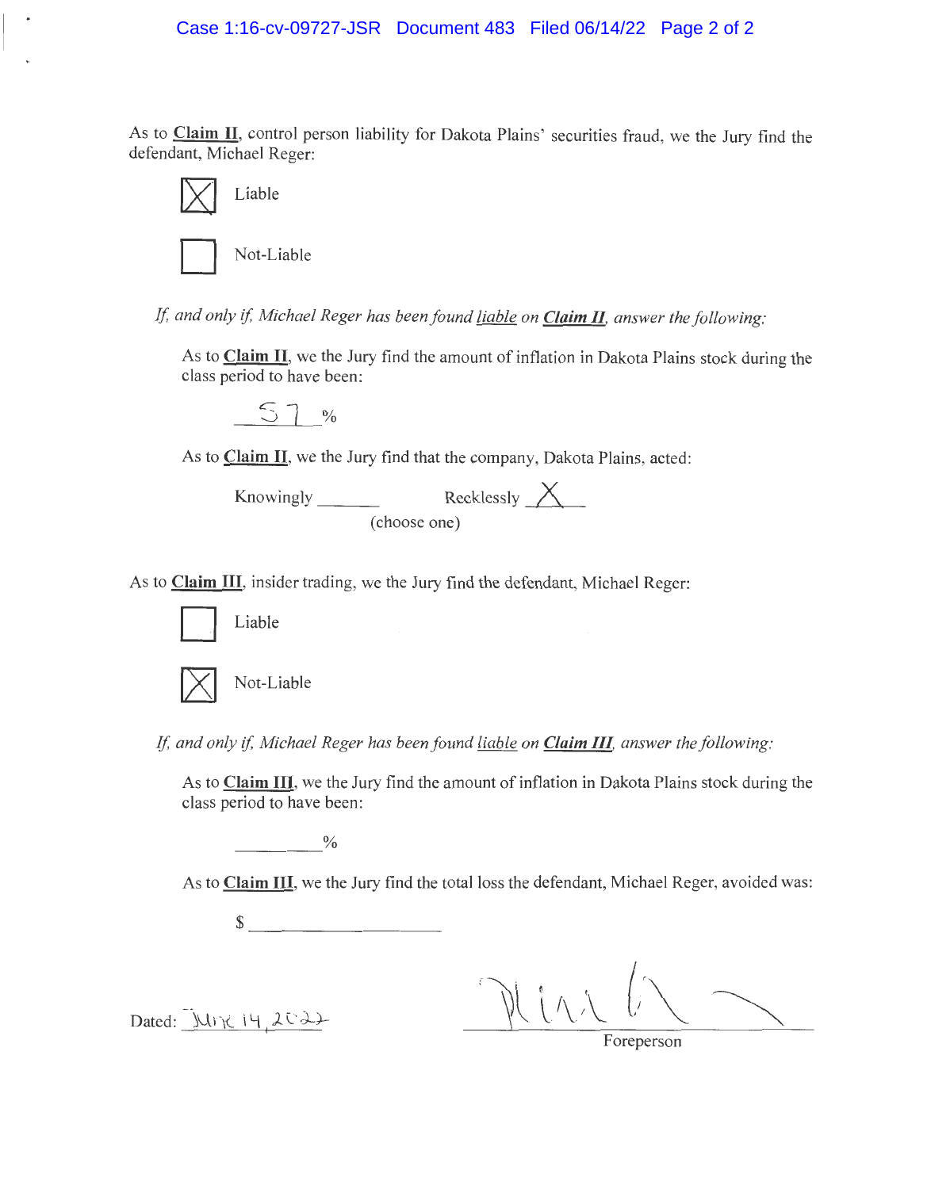As to **Claim II**, control person liability for Dakota Plains' securities fraud, we the Jury find the defendant, Michael Reger:

☒ Liable

☐ Not-Liable

*If, and only if, Michael Reger has been found liable on **Claim II**, answer the following:*

As to **Claim II**, we the Jury find the amount of inflation in Dakota Plains stock during the class period to have been:

57 %

As to **Claim II**, we the Jury find that the company, Dakota Plains, acted:

Knowingly ______ Recklessly X

(choose one)

As to **Claim III**, insider trading, we the Jury find the defendant, Michael Reger:

☐ Liable

☒ Not-Liable

*If, and only if, Michael Reger has been found liable on **Claim III**, answer the following:*

As to **Claim III**, we the Jury find the amount of inflation in Dakota Plains stock during the class period to have been:

______ %

As to **Claim III**, we the Jury find the total loss the defendant, Michael Reger, avoided was:

$ ____________

Dated: June 14, 2022

[Signature]

Foreperson